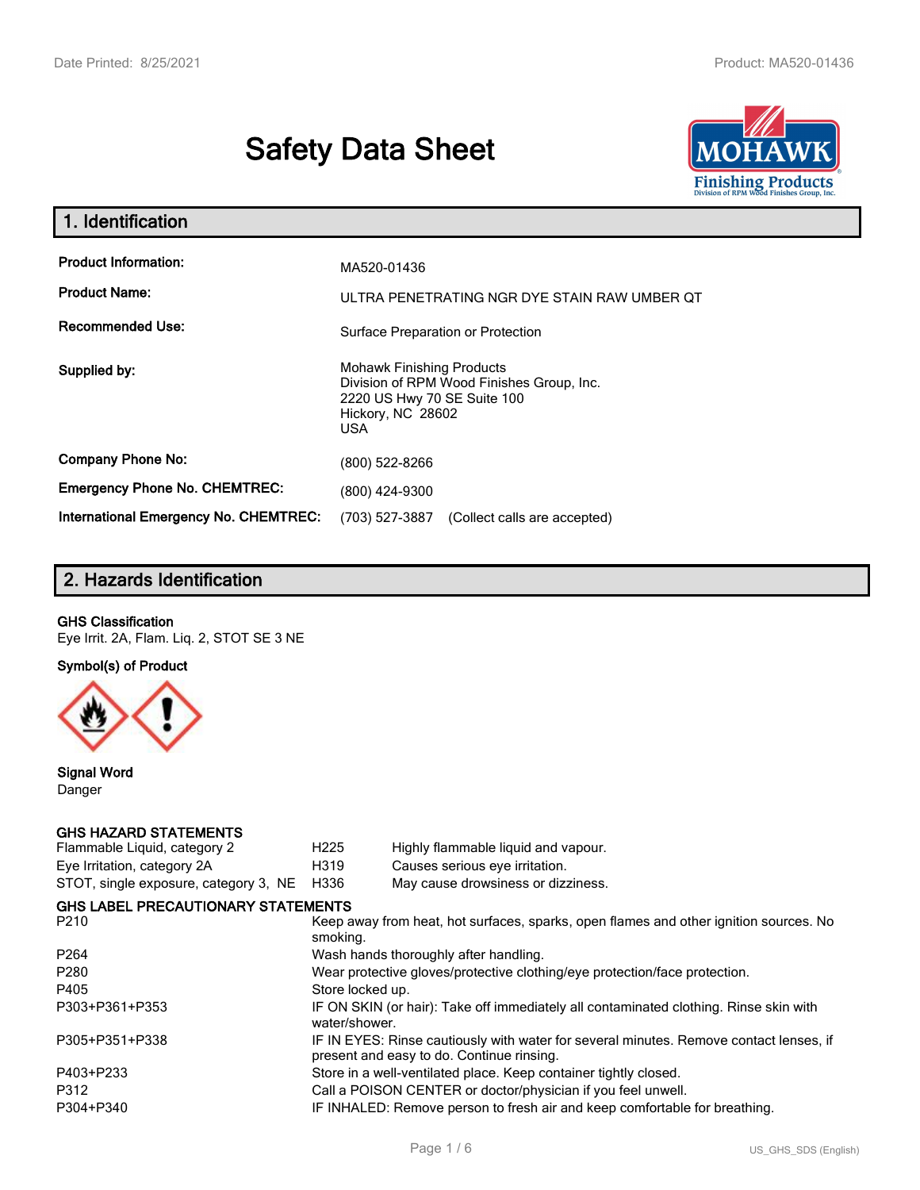# Safety Data Sheet

## 1. Identification

| | |
|---|---|
| **Product Information:** | MA520-01436 |
| **Product Name:** | ULTRA PENETRATING NGR DYE STAIN RAW UMBER QT |
| **Recommended Use:** | Surface Preparation or Protection |
| **Supplied by:** | Mohawk Finishing Products<br>Division of RPM Wood Finishes Group, Inc.<br>2220 US Hwy 70 SE Suite 100<br>Hickory, NC 28602<br>USA |
| **Company Phone No:** | (800) 522-8266 |
| **Emergency Phone No. CHEMTREC:** | (800) 424-9300 |
| **International Emergency No. CHEMTREC:** | (703) 527-3887 (Collect calls are accepted) |

## 2. Hazards Identification

**GHS Classification**

Eye Irrit. 2A, Flam. Liq. 2, STOT SE 3 NE

**Symbol(s) of Product**

**Signal Word**

Danger

**GHS HAZARD STATEMENTS**

| | | |
|---|---|---|
| Flammable Liquid, category 2 | H225 | Highly flammable liquid and vapour. |
| Eye Irritation, category 2A | H319 | Causes serious eye irritation. |
| STOT, single exposure, category 3, NE | H336 | May cause drowsiness or dizziness. |

**GHS LABEL PRECAUTIONARY STATEMENTS**

| | |
|---|---|
| P210 | Keep away from heat, hot surfaces, sparks, open flames and other ignition sources. No smoking. |
| P264 | Wash hands thoroughly after handling. |
| P280 | Wear protective gloves/protective clothing/eye protection/face protection. |
| P405 | Store locked up. |
| P303+P361+P353 | IF ON SKIN (or hair): Take off immediately all contaminated clothing. Rinse skin with water/shower. |
| P305+P351+P338 | IF IN EYES: Rinse cautiously with water for several minutes. Remove contact lenses, if present and easy to do. Continue rinsing. |
| P403+P233 | Store in a well-ventilated place. Keep container tightly closed. |
| P312 | Call a POISON CENTER or doctor/physician if you feel unwell. |
| P304+P340 | IF INHALED: Remove person to fresh air and keep comfortable for breathing. |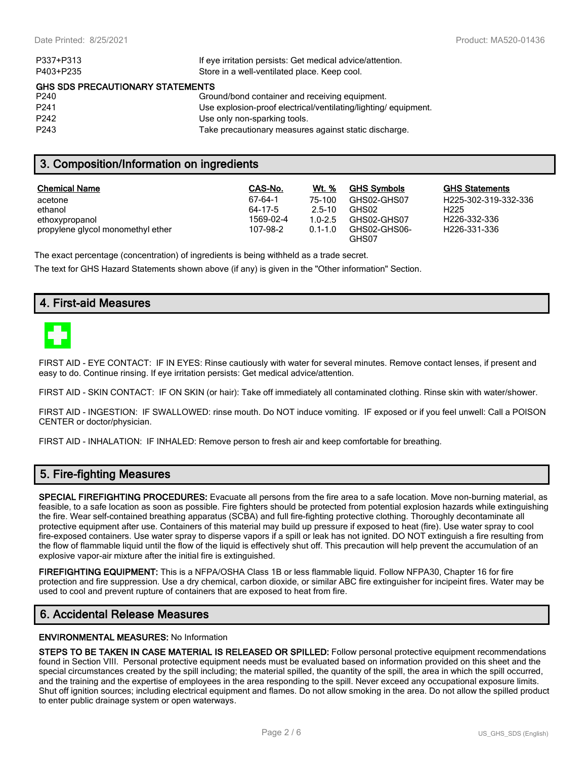| | |
|---|---|
| P337+P313 | If eye irritation persists: Get medical advice/attention. |
| P403+P235 | Store in a well-ventilated place. Keep cool. |

**GHS SDS PRECAUTIONARY STATEMENTS**

| | |
|---|---|
| P240 | Ground/bond container and receiving equipment. |
| P241 | Use explosion-proof electrical/ventilating/lighting/ equipment. |
| P242 | Use only non-sparking tools. |
| P243 | Take precautionary measures against static discharge. |

## 3. Composition/Information on ingredients

| Chemical Name | CAS-No. | Wt. % | GHS Symbols | GHS Statements |
|---|---|---|---|---|
| acetone | 67-64-1 | 75-100 | GHS02-GHS07 | H225-302-319-332-336 |
| ethanol | 64-17-5 | 2.5-10 | GHS02 | H225 |
| ethoxypropanol | 1569-02-4 | 1.0-2.5 | GHS02-GHS07 | H226-332-336 |
| propylene glycol monomethyl ether | 107-98-2 | 0.1-1.0 | GHS02-GHS06-GHS07 | H226-331-336 |

The exact percentage (concentration) of ingredients is being withheld as a trade secret.

The text for GHS Hazard Statements shown above (if any) is given in the "Other information" Section.

## 4. First-aid Measures

FIRST AID - EYE CONTACT: IF IN EYES: Rinse cautiously with water for several minutes. Remove contact lenses, if present and easy to do. Continue rinsing. If eye irritation persists: Get medical advice/attention.

FIRST AID - SKIN CONTACT: IF ON SKIN (or hair): Take off immediately all contaminated clothing. Rinse skin with water/shower.

FIRST AID - INGESTION: IF SWALLOWED: rinse mouth. Do NOT induce vomiting. IF exposed or if you feel unwell: Call a POISON CENTER or doctor/physician.

FIRST AID - INHALATION: IF INHALED: Remove person to fresh air and keep comfortable for breathing.

## 5. Fire-fighting Measures

**SPECIAL FIREFIGHTING PROCEDURES:** Evacuate all persons from the fire area to a safe location. Move non-burning material, as feasible, to a safe location as soon as possible. Fire fighters should be protected from potential explosion hazards while extinguishing the fire. Wear self-contained breathing apparatus (SCBA) and full fire-fighting protective clothing. Thoroughly decontaminate all protective equipment after use. Containers of this material may build up pressure if exposed to heat (fire). Use water spray to cool fire-exposed containers. Use water spray to disperse vapors if a spill or leak has not ignited. DO NOT extinguish a fire resulting from the flow of flammable liquid until the flow of the liquid is effectively shut off. This precaution will help prevent the accumulation of an explosive vapor-air mixture after the initial fire is extinguished.

**FIREFIGHTING EQUIPMENT:** This is a NFPA/OSHA Class 1B or less flammable liquid. Follow NFPA30, Chapter 16 for fire protection and fire suppression. Use a dry chemical, carbon dioxide, or similar ABC fire extinguisher for incipeint fires. Water may be used to cool and prevent rupture of containers that are exposed to heat from fire.

## 6. Accidental Release Measures

**ENVIRONMENTAL MEASURES:** No Information

**STEPS TO BE TAKEN IN CASE MATERIAL IS RELEASED OR SPILLED:** Follow personal protective equipment recommendations found in Section VIII. Personal protective equipment needs must be evaluated based on information provided on this sheet and the special circumstances created by the spill including; the material spilled, the quantity of the spill, the area in which the spill occurred, and the training and the expertise of employees in the area responding to the spill. Never exceed any occupational exposure limits. Shut off ignition sources; including electrical equipment and flames. Do not allow smoking in the area. Do not allow the spilled product to enter public drainage system or open waterways.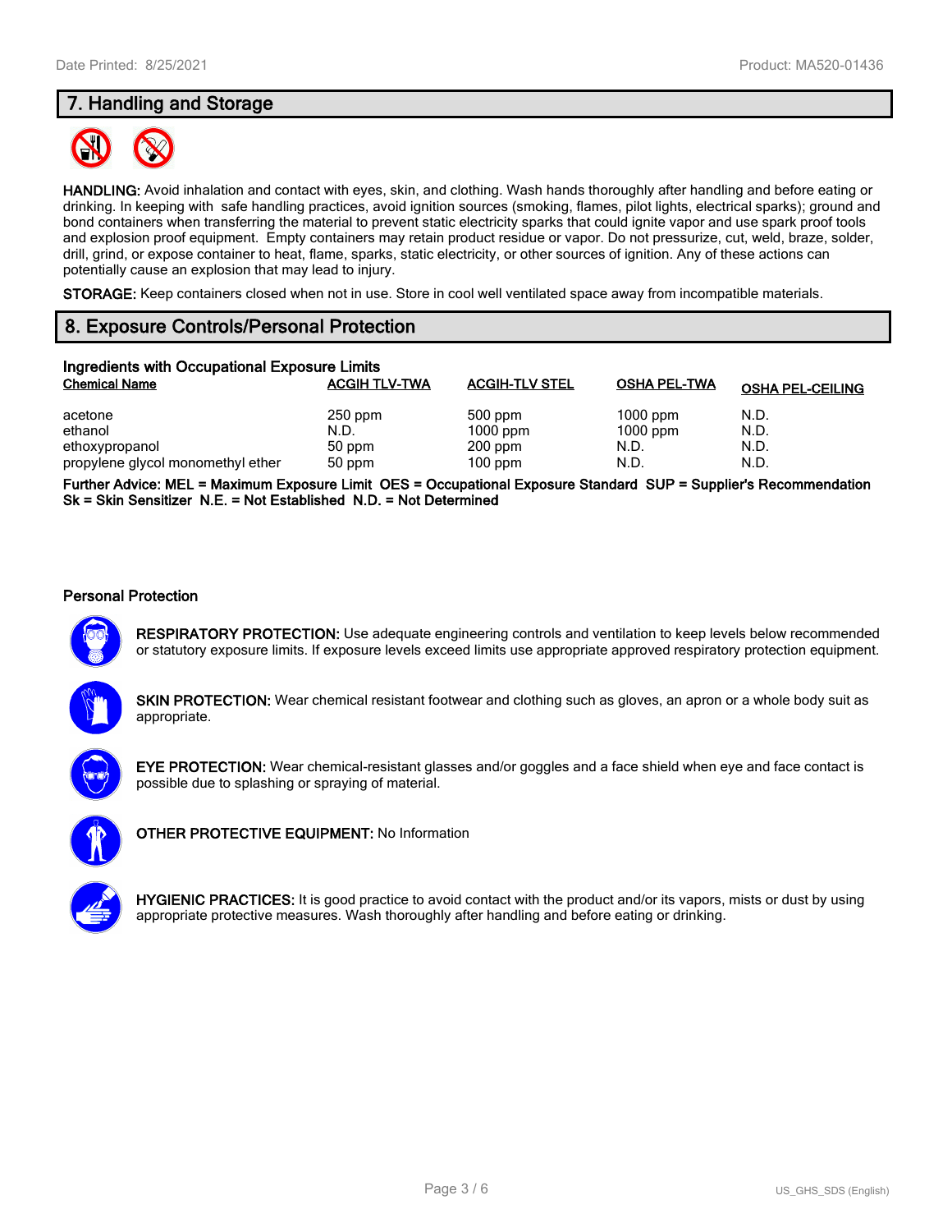## 7. Handling and Storage

**HANDLING:** Avoid inhalation and contact with eyes, skin, and clothing. Wash hands thoroughly after handling and before eating or drinking. In keeping with safe handling practices, avoid ignition sources (smoking, flames, pilot lights, electrical sparks); ground and bond containers when transferring the material to prevent static electricity sparks that could ignite vapor and use spark proof tools and explosion proof equipment. Empty containers may retain product residue or vapor. Do not pressurize, cut, weld, braze, solder, drill, grind, or expose container to heat, flame, sparks, static electricity, or other sources of ignition. Any of these actions can potentially cause an explosion that may lead to injury.

**STORAGE:** Keep containers closed when not in use. Store in cool well ventilated space away from incompatible materials.

## 8. Exposure Controls/Personal Protection

### Ingredients with Occupational Exposure Limits

| Chemical Name | ACGIH TLV-TWA | ACGIH-TLV STEL | OSHA PEL-TWA | OSHA PEL-CEILING |
| --- | --- | --- | --- | --- |
| acetone | 250 ppm | 500 ppm | 1000 ppm | N.D. |
| ethanol | N.D. | 1000 ppm | 1000 ppm | N.D. |
| ethoxypropanol | 50 ppm | 200 ppm | N.D. | N.D. |
| propylene glycol monomethyl ether | 50 ppm | 100 ppm | N.D. | N.D. |

**Further Advice: MEL = Maximum Exposure Limit OES = Occupational Exposure Standard SUP = Supplier's Recommendation Sk = Skin Sensitizer N.E. = Not Established N.D. = Not Determined**

### Personal Protection

**RESPIRATORY PROTECTION:** Use adequate engineering controls and ventilation to keep levels below recommended or statutory exposure limits. If exposure levels exceed limits use appropriate approved respiratory protection equipment.

**SKIN PROTECTION:** Wear chemical resistant footwear and clothing such as gloves, an apron or a whole body suit as appropriate.

**EYE PROTECTION:** Wear chemical-resistant glasses and/or goggles and a face shield when eye and face contact is possible due to splashing or spraying of material.

**OTHER PROTECTIVE EQUIPMENT:** No Information

**HYGIENIC PRACTICES:** It is good practice to avoid contact with the product and/or its vapors, mists or dust by using appropriate protective measures. Wash thoroughly after handling and before eating or drinking.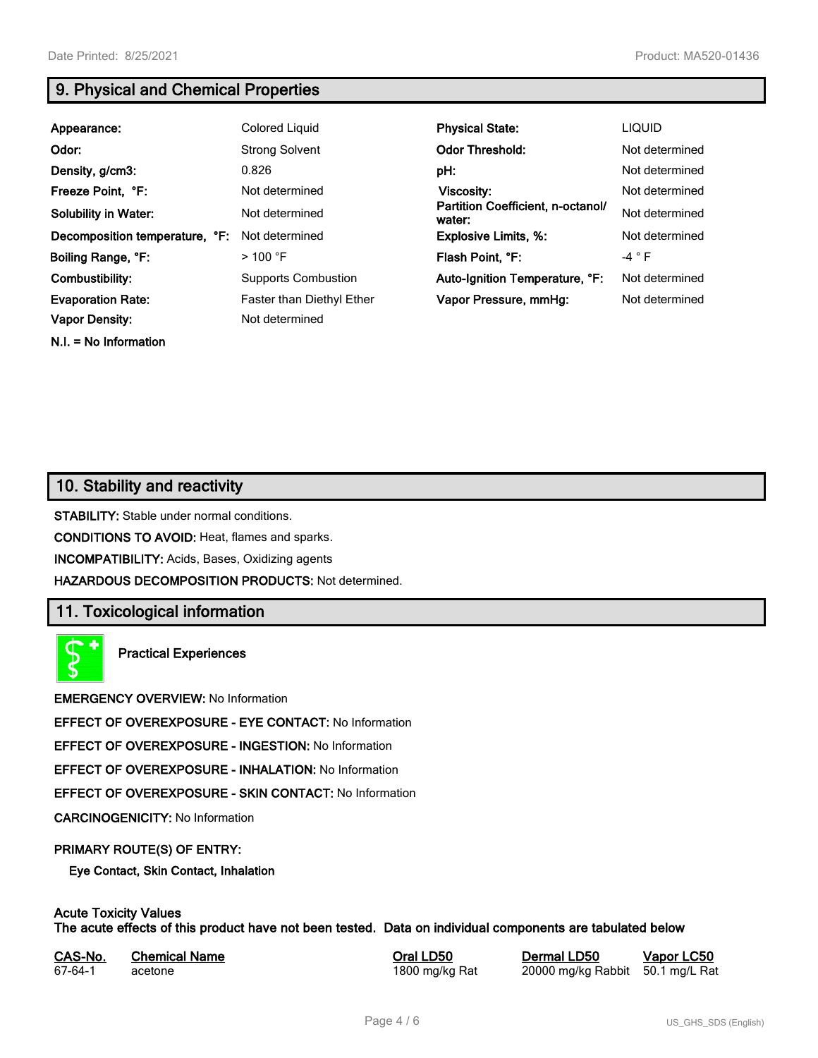## 9. Physical and Chemical Properties

| | | | |
|---|---|---|---|
| **Appearance:** | Colored Liquid | **Physical State:** | LIQUID |
| **Odor:** | Strong Solvent | **Odor Threshold:** | Not determined |
| **Density, g/cm3:** | 0.826 | **pH:** | Not determined |
| **Freeze Point, °F:** | Not determined | **Viscosity:** | Not determined |
| **Solubility in Water:** | Not determined | **Partition Coefficient, n-octanol/ water:** | Not determined |
| **Decomposition temperature, °F:** | Not determined | **Explosive Limits, %:** | Not determined |
| **Boiling Range, °F:** | > 100 °F | **Flash Point, °F:** | -4 ° F |
| **Combustibility:** | Supports Combustion | **Auto-Ignition Temperature, °F:** | Not determined |
| **Evaporation Rate:** | Faster than Diethyl Ether | **Vapor Pressure, mmHg:** | Not determined |
| **Vapor Density:** | Not determined | | |

**N.I. = No Information**

## 10. Stability and reactivity

**STABILITY:** Stable under normal conditions.

**CONDITIONS TO AVOID:** Heat, flames and sparks.

**INCOMPATIBILITY:** Acids, Bases, Oxidizing agents

**HAZARDOUS DECOMPOSITION PRODUCTS:** Not determined.

## 11. Toxicological information

**Practical Experiences**

**EMERGENCY OVERVIEW:** No Information

**EFFECT OF OVEREXPOSURE - EYE CONTACT:** No Information

**EFFECT OF OVEREXPOSURE - INGESTION:** No Information

**EFFECT OF OVEREXPOSURE - INHALATION:** No Information

**EFFECT OF OVEREXPOSURE - SKIN CONTACT:** No Information

**CARCINOGENICITY:** No Information

**PRIMARY ROUTE(S) OF ENTRY:**

**Eye Contact, Skin Contact, Inhalation**

**Acute Toxicity Values**
**The acute effects of this product have not been tested. Data on individual components are tabulated below**

| CAS-No. | Chemical Name | Oral LD50 | Dermal LD50 | Vapor LC50 |
|---|---|---|---|---|
| 67-64-1 | acetone | 1800 mg/kg Rat | 20000 mg/kg Rabbit | 50.1 mg/L Rat |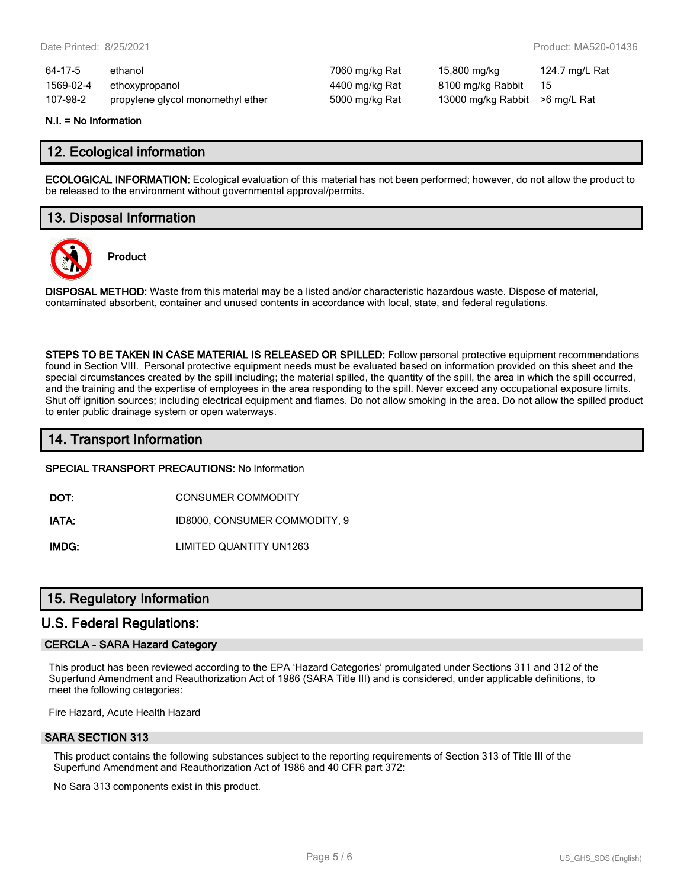| | | | | |
|---|---|---|---|---|
| 64-17-5 | ethanol | 7060 mg/kg Rat | 15,800 mg/kg | 124.7 mg/L Rat |
| 1569-02-4 | ethoxypropanol | 4400 mg/kg Rat | 8100 mg/kg Rabbit | 15 |
| 107-98-2 | propylene glycol monomethyl ether | 5000 mg/kg Rat | 13000 mg/kg Rabbit | >6 mg/L Rat |

**N.I. = No Information**

## 12. Ecological information

**ECOLOGICAL INFORMATION:** Ecological evaluation of this material has not been performed; however, do not allow the product to be released to the environment without governmental approval/permits.

## 13. Disposal Information

**Product**

**DISPOSAL METHOD:** Waste from this material may be a listed and/or characteristic hazardous waste. Dispose of material, contaminated absorbent, container and unused contents in accordance with local, state, and federal regulations.

**STEPS TO BE TAKEN IN CASE MATERIAL IS RELEASED OR SPILLED:** Follow personal protective equipment recommendations found in Section VIII. Personal protective equipment needs must be evaluated based on information provided on this sheet and the special circumstances created by the spill including; the material spilled, the quantity of the spill, the area in which the spill occurred, and the training and the expertise of employees in the area responding to the spill. Never exceed any occupational exposure limits. Shut off ignition sources; including electrical equipment and flames. Do not allow smoking in the area. Do not allow the spilled product to enter public drainage system or open waterways.

## 14. Transport Information

**SPECIAL TRANSPORT PRECAUTIONS:** No Information

**DOT:** CONSUMER COMMODITY

**IATA:** ID8000, CONSUMER COMMODITY, 9

**IMDG:** LIMITED QUANTITY UN1263

## 15. Regulatory Information

## U.S. Federal Regulations:

### CERCLA - SARA Hazard Category

This product has been reviewed according to the EPA 'Hazard Categories' promulgated under Sections 311 and 312 of the Superfund Amendment and Reauthorization Act of 1986 (SARA Title III) and is considered, under applicable definitions, to meet the following categories:

Fire Hazard, Acute Health Hazard

### SARA SECTION 313

This product contains the following substances subject to the reporting requirements of Section 313 of Title III of the Superfund Amendment and Reauthorization Act of 1986 and 40 CFR part 372:

No Sara 313 components exist in this product.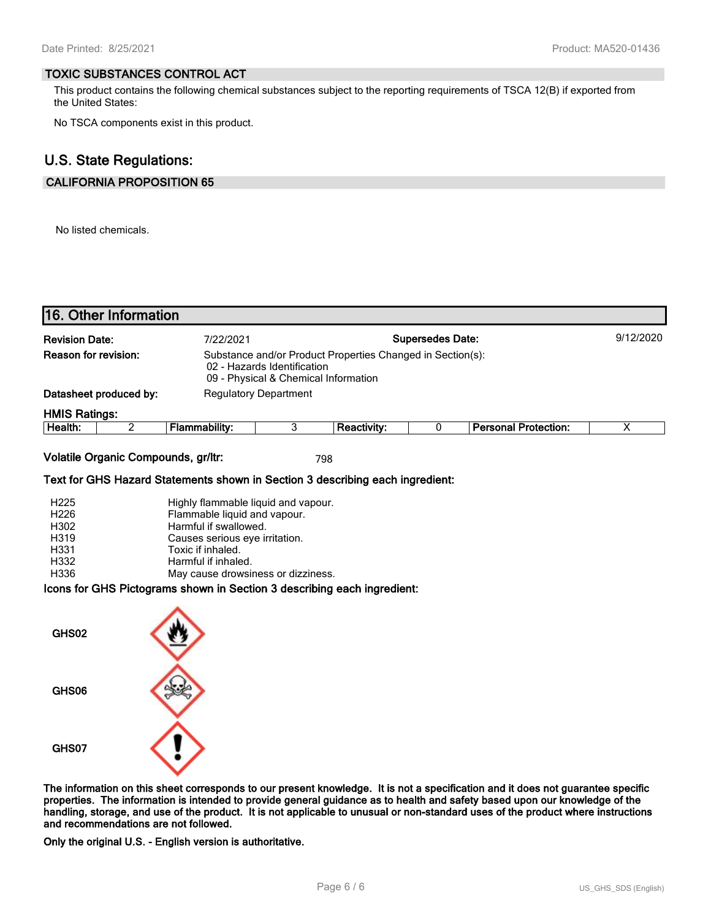### TOXIC SUBSTANCES CONTROL ACT

This product contains the following chemical substances subject to the reporting requirements of TSCA 12(B) if exported from the United States:

No TSCA components exist in this product.

## U.S. State Regulations:

### CALIFORNIA PROPOSITION 65

No listed chemicals.

## 16. Other Information

**Revision Date:** 7/22/2021 **Supersedes Date:** 9/12/2020

**Reason for revision:** Substance and/or Product Properties Changed in Section(s):
02 - Hazards Identification
09 - Physical & Chemical Information

**Datasheet produced by:** Regulatory Department

**HMIS Ratings:**

| | | | | | | | |
|---|---|---|---|---|---|---|---|
| **Health:** | 2 | **Flammability:** | 3 | **Reactivity:** | 0 | **Personal Protection:** | X |

**Volatile Organic Compounds, gr/ltr:** 798

**Text for GHS Hazard Statements shown in Section 3 describing each ingredient:**

| | |
|---|---|
| H225 | Highly flammable liquid and vapour. |
| H226 | Flammable liquid and vapour. |
| H302 | Harmful if swallowed. |
| H319 | Causes serious eye irritation. |
| H331 | Toxic if inhaled. |
| H332 | Harmful if inhaled. |
| H336 | May cause drowsiness or dizziness. |

**Icons for GHS Pictograms shown in Section 3 describing each ingredient:**

GHS02

GHS06

GHS07

**The information on this sheet corresponds to our present knowledge. It is not a specification and it does not guarantee specific properties. The information is intended to provide general guidance as to health and safety based upon our knowledge of the handling, storage, and use of the product. It is not applicable to unusual or non-standard uses of the product where instructions and recommendations are not followed.**

**Only the original U.S. - English version is authoritative.**